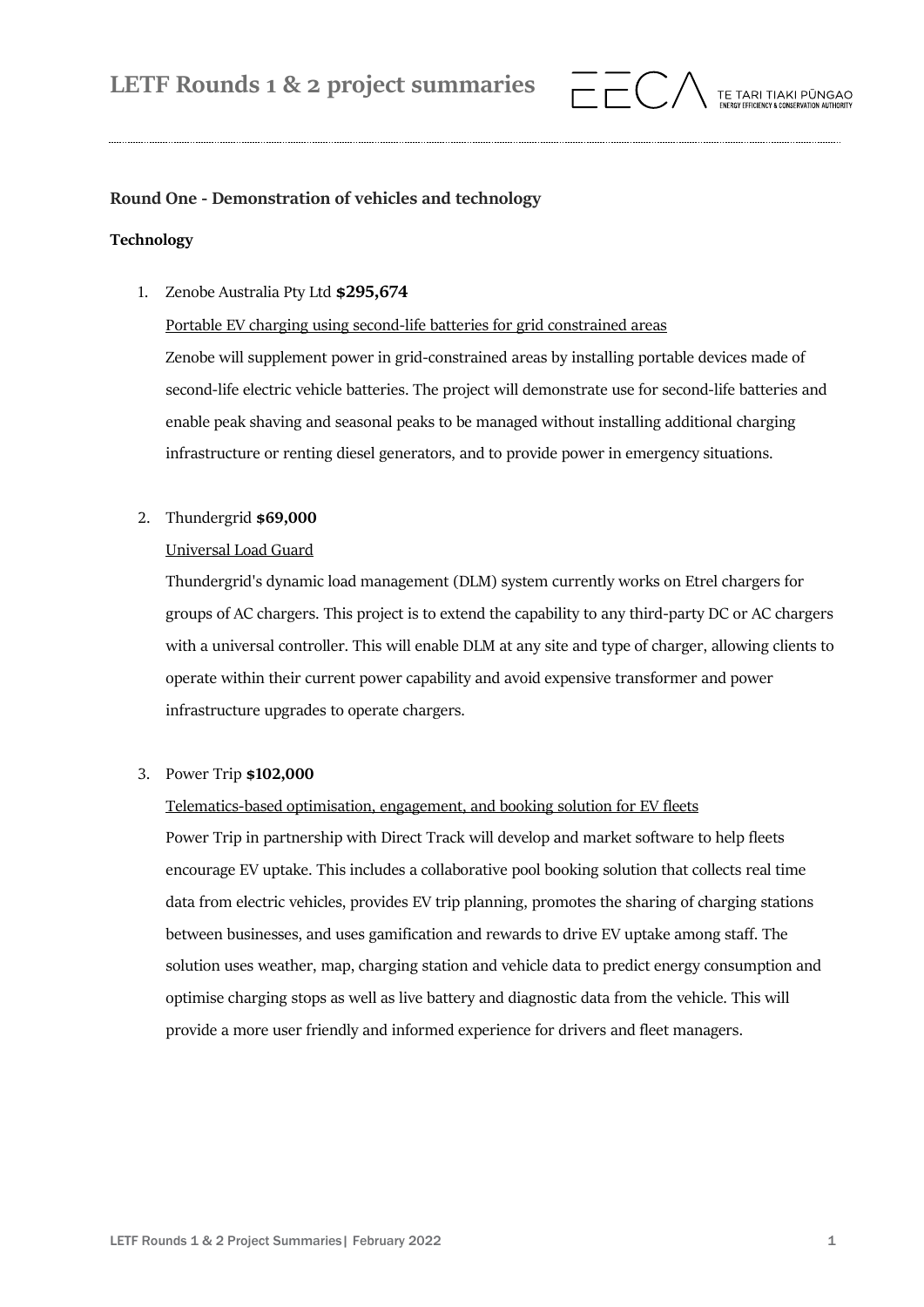## Round One - Demonstration of vehicles and technology

### Technology

1. Zenobe Australia Pty Ltd **$295,674**

   Portable EV charging using second-life batteries for grid constrained areas

   Zenobe will supplement power in grid-constrained areas by installing portable devices made of second-life electric vehicle batteries. The project will demonstrate use for second-life batteries and enable peak shaving and seasonal peaks to be managed without installing additional charging infrastructure or renting diesel generators, and to provide power in emergency situations.

2. Thundergrid **$69,000**

   Universal Load Guard

   Thundergrid's dynamic load management (DLM) system currently works on Etrel chargers for groups of AC chargers. This project is to extend the capability to any third-party DC or AC chargers with a universal controller. This will enable DLM at any site and type of charger, allowing clients to operate within their current power capability and avoid expensive transformer and power infrastructure upgrades to operate chargers.

3. Power Trip **$102,000**

   Telematics-based optimisation, engagement, and booking solution for EV fleets

   Power Trip in partnership with Direct Track will develop and market software to help fleets encourage EV uptake. This includes a collaborative pool booking solution that collects real time data from electric vehicles, provides EV trip planning, promotes the sharing of charging stations between businesses, and uses gamification and rewards to drive EV uptake among staff. The solution uses weather, map, charging station and vehicle data to predict energy consumption and optimise charging stops as well as live battery and diagnostic data from the vehicle. This will provide a more user friendly and informed experience for drivers and fleet managers.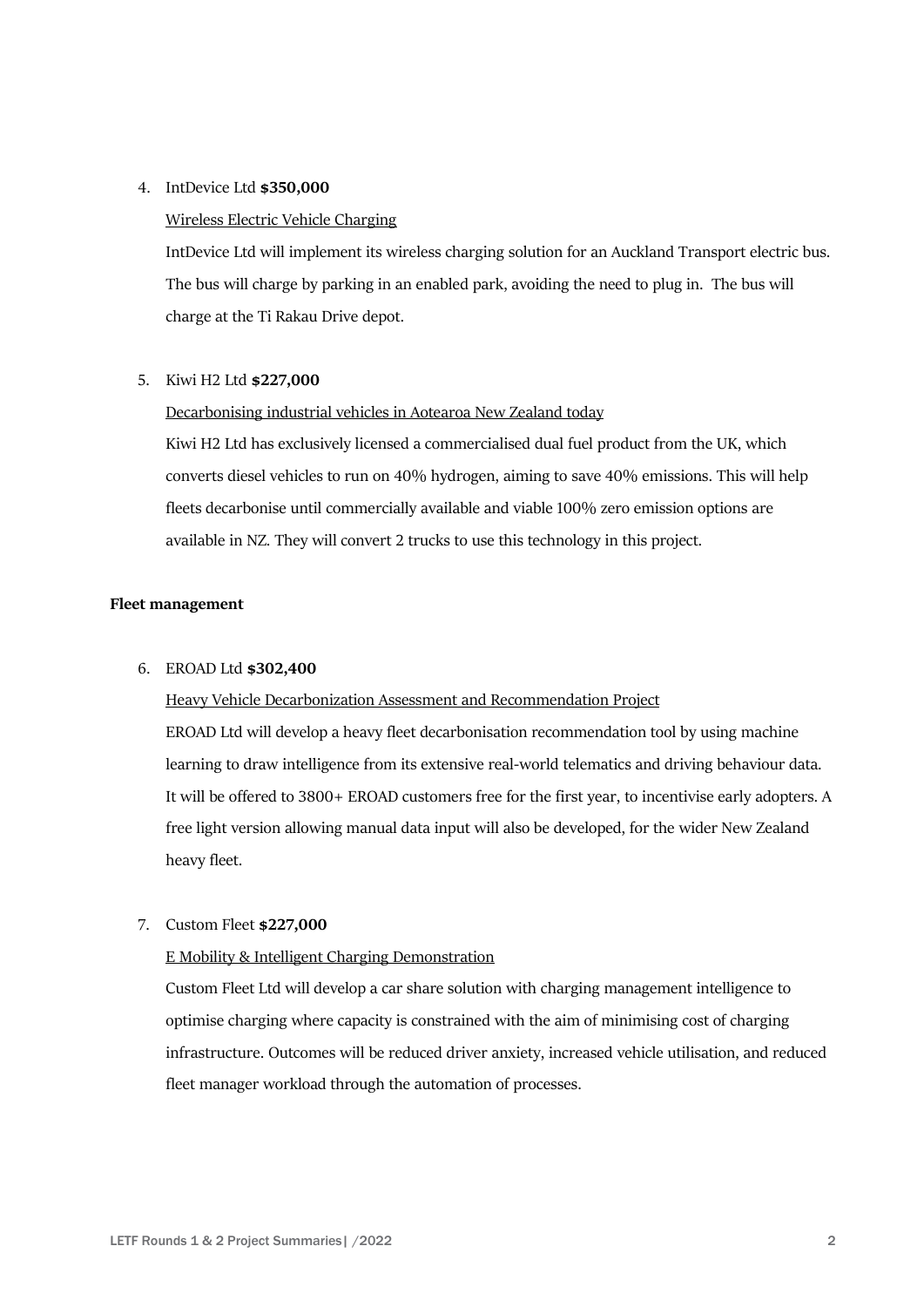4. IntDevice Ltd **$350,000**

   <u>Wireless Electric Vehicle Charging</u>

   IntDevice Ltd will implement its wireless charging solution for an Auckland Transport electric bus. The bus will charge by parking in an enabled park, avoiding the need to plug in. The bus will charge at the Ti Rakau Drive depot.

5. Kiwi H2 Ltd **$227,000**

   <u>Decarbonising industrial vehicles in Aotearoa New Zealand today</u>

   Kiwi H2 Ltd has exclusively licensed a commercialised dual fuel product from the UK, which converts diesel vehicles to run on 40% hydrogen, aiming to save 40% emissions. This will help fleets decarbonise until commercially available and viable 100% zero emission options are available in NZ. They will convert 2 trucks to use this technology in this project.

**Fleet management**

6. EROAD Ltd **$302,400**

   <u>Heavy Vehicle Decarbonization Assessment and Recommendation Project</u>

   EROAD Ltd will develop a heavy fleet decarbonisation recommendation tool by using machine learning to draw intelligence from its extensive real-world telematics and driving behaviour data. It will be offered to 3800+ EROAD customers free for the first year, to incentivise early adopters. A free light version allowing manual data input will also be developed, for the wider New Zealand heavy fleet.

7. Custom Fleet **$227,000**

   <u>E Mobility & Intelligent Charging Demonstration</u>

   Custom Fleet Ltd will develop a car share solution with charging management intelligence to optimise charging where capacity is constrained with the aim of minimising cost of charging infrastructure. Outcomes will be reduced driver anxiety, increased vehicle utilisation, and reduced fleet manager workload through the automation of processes.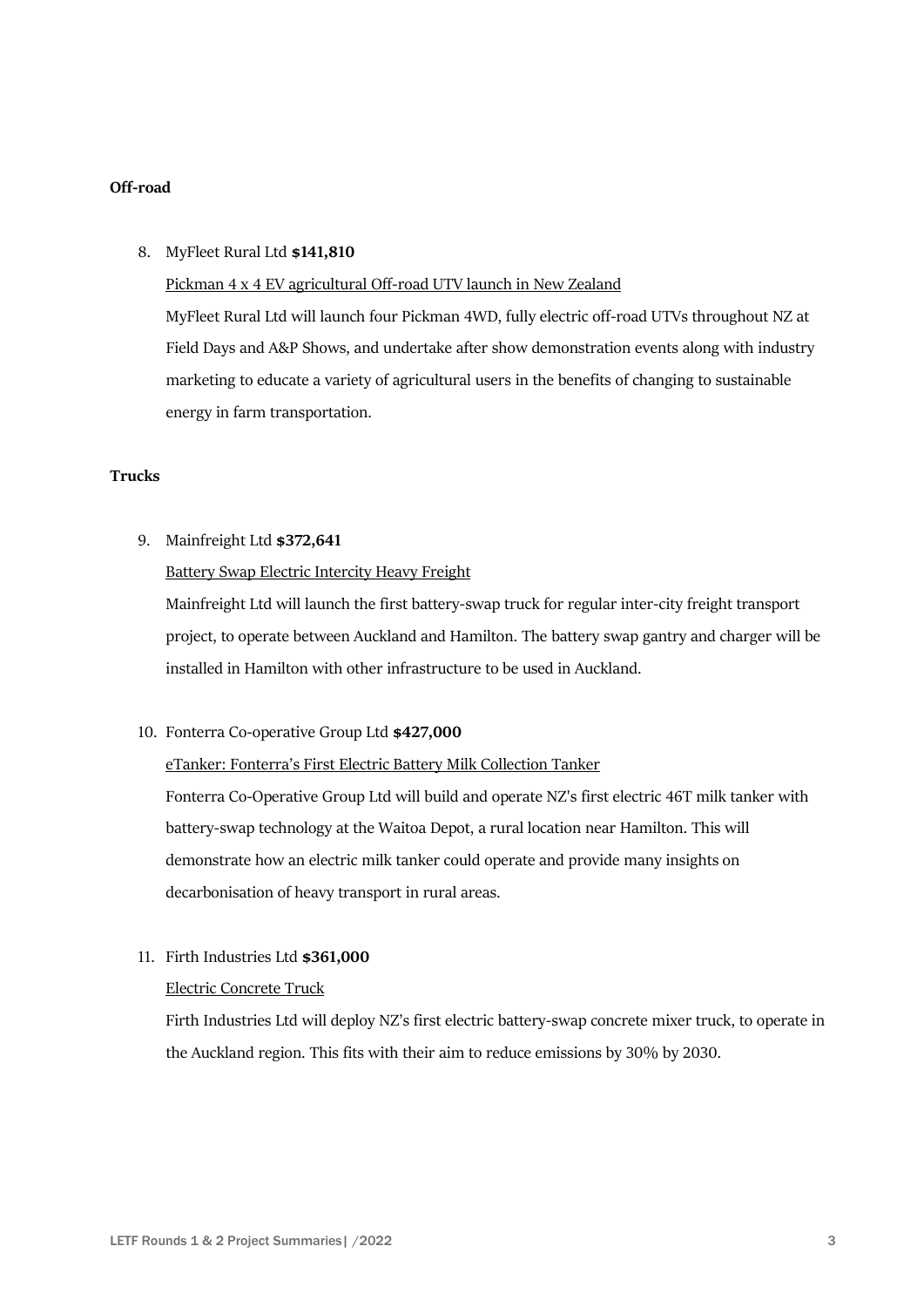**Off-road**

8. MyFleet Rural Ltd **$141,810**

   Pickman 4 x 4 EV agricultural Off-road UTV launch in New Zealand

   MyFleet Rural Ltd will launch four Pickman 4WD, fully electric off-road UTVs throughout NZ at Field Days and A&P Shows, and undertake after show demonstration events along with industry marketing to educate a variety of agricultural users in the benefits of changing to sustainable energy in farm transportation.

**Trucks**

9. Mainfreight Ltd **$372,641**

   Battery Swap Electric Intercity Heavy Freight

   Mainfreight Ltd will launch the first battery-swap truck for regular inter-city freight transport project, to operate between Auckland and Hamilton. The battery swap gantry and charger will be installed in Hamilton with other infrastructure to be used in Auckland.

10. Fonterra Co-operative Group Ltd **$427,000**

    eTanker: Fonterra's First Electric Battery Milk Collection Tanker

    Fonterra Co-Operative Group Ltd will build and operate NZ's first electric 46T milk tanker with battery-swap technology at the Waitoa Depot, a rural location near Hamilton. This will demonstrate how an electric milk tanker could operate and provide many insights on decarbonisation of heavy transport in rural areas.

11. Firth Industries Ltd **$361,000**

    Electric Concrete Truck

    Firth Industries Ltd will deploy NZ's first electric battery-swap concrete mixer truck, to operate in the Auckland region. This fits with their aim to reduce emissions by 30% by 2030.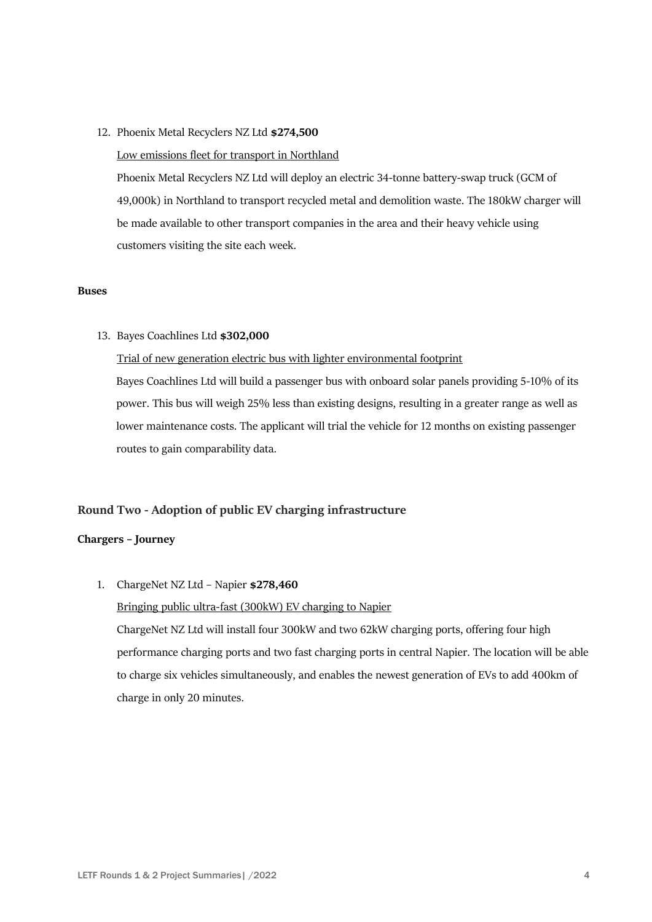12. Phoenix Metal Recyclers NZ Ltd **$274,500**

    Low emissions fleet for transport in Northland

    Phoenix Metal Recyclers NZ Ltd will deploy an electric 34-tonne battery-swap truck (GCM of 49,000k) in Northland to transport recycled metal and demolition waste. The 180kW charger will be made available to other transport companies in the area and their heavy vehicle using customers visiting the site each week.

**Buses**

13. Bayes Coachlines Ltd **$302,000**

    Trial of new generation electric bus with lighter environmental footprint

    Bayes Coachlines Ltd will build a passenger bus with onboard solar panels providing 5-10% of its power. This bus will weigh 25% less than existing designs, resulting in a greater range as well as lower maintenance costs. The applicant will trial the vehicle for 12 months on existing passenger routes to gain comparability data.

## Round Two - Adoption of public EV charging infrastructure

**Chargers – Journey**

1. ChargeNet NZ Ltd – Napier **$278,460**

   Bringing public ultra-fast (300kW) EV charging to Napier

   ChargeNet NZ Ltd will install four 300kW and two 62kW charging ports, offering four high performance charging ports and two fast charging ports in central Napier. The location will be able to charge six vehicles simultaneously, and enables the newest generation of EVs to add 400km of charge in only 20 minutes.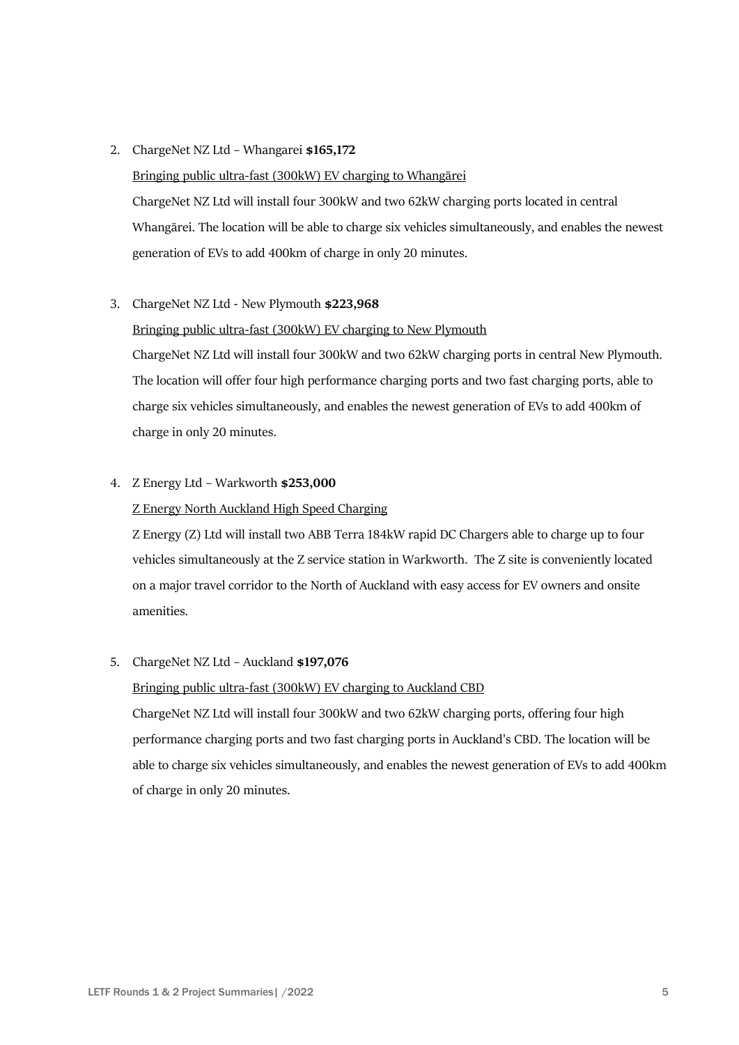2. ChargeNet NZ Ltd – Whangarei **$165,172**

   Bringing public ultra-fast (300kW) EV charging to Whangārei

   ChargeNet NZ Ltd will install four 300kW and two 62kW charging ports located in central Whangārei. The location will be able to charge six vehicles simultaneously, and enables the newest generation of EVs to add 400km of charge in only 20 minutes.

3. ChargeNet NZ Ltd - New Plymouth **$223,968**

   Bringing public ultra-fast (300kW) EV charging to New Plymouth

   ChargeNet NZ Ltd will install four 300kW and two 62kW charging ports in central New Plymouth. The location will offer four high performance charging ports and two fast charging ports, able to charge six vehicles simultaneously, and enables the newest generation of EVs to add 400km of charge in only 20 minutes.

4. Z Energy Ltd – Warkworth **$253,000**

   Z Energy North Auckland High Speed Charging

   Z Energy (Z) Ltd will install two ABB Terra 184kW rapid DC Chargers able to charge up to four vehicles simultaneously at the Z service station in Warkworth. The Z site is conveniently located on a major travel corridor to the North of Auckland with easy access for EV owners and onsite amenities.

5. ChargeNet NZ Ltd – Auckland **$197,076**

   Bringing public ultra-fast (300kW) EV charging to Auckland CBD

   ChargeNet NZ Ltd will install four 300kW and two 62kW charging ports, offering four high performance charging ports and two fast charging ports in Auckland's CBD. The location will be able to charge six vehicles simultaneously, and enables the newest generation of EVs to add 400km of charge in only 20 minutes.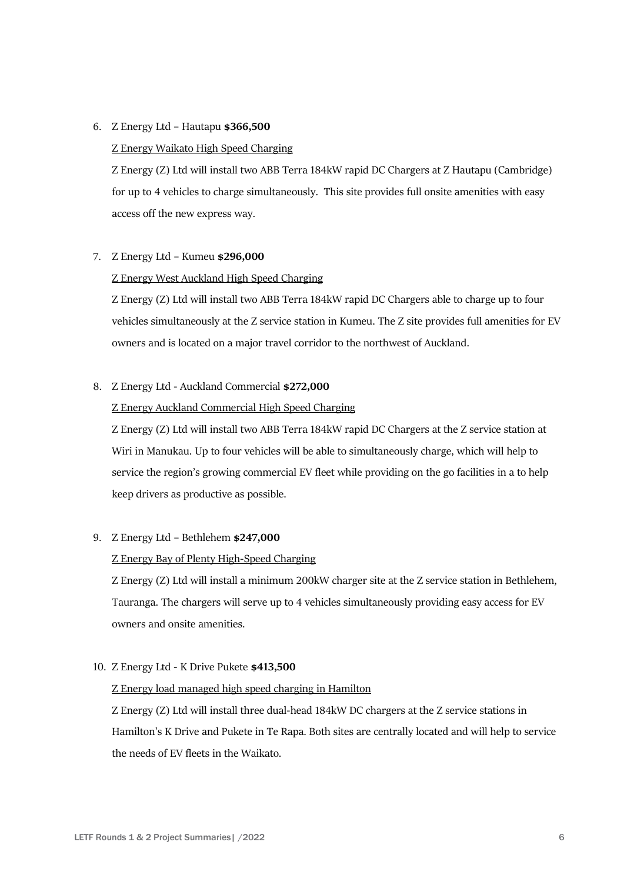6. Z Energy Ltd – Hautapu **$366,500**

   Z Energy Waikato High Speed Charging

   Z Energy (Z) Ltd will install two ABB Terra 184kW rapid DC Chargers at Z Hautapu (Cambridge) for up to 4 vehicles to charge simultaneously. This site provides full onsite amenities with easy access off the new express way.

7. Z Energy Ltd – Kumeu **$296,000**

   Z Energy West Auckland High Speed Charging

   Z Energy (Z) Ltd will install two ABB Terra 184kW rapid DC Chargers able to charge up to four vehicles simultaneously at the Z service station in Kumeu. The Z site provides full amenities for EV owners and is located on a major travel corridor to the northwest of Auckland.

8. Z Energy Ltd - Auckland Commercial **$272,000**

   Z Energy Auckland Commercial High Speed Charging

   Z Energy (Z) Ltd will install two ABB Terra 184kW rapid DC Chargers at the Z service station at Wiri in Manukau. Up to four vehicles will be able to simultaneously charge, which will help to service the region's growing commercial EV fleet while providing on the go facilities in a to help keep drivers as productive as possible.

9. Z Energy Ltd – Bethlehem **$247,000**

   Z Energy Bay of Plenty High-Speed Charging

   Z Energy (Z) Ltd will install a minimum 200kW charger site at the Z service station in Bethlehem, Tauranga. The chargers will serve up to 4 vehicles simultaneously providing easy access for EV owners and onsite amenities.

10. Z Energy Ltd - K Drive Pukete **$413,500**

    Z Energy load managed high speed charging in Hamilton

    Z Energy (Z) Ltd will install three dual-head 184kW DC chargers at the Z service stations in Hamilton's K Drive and Pukete in Te Rapa. Both sites are centrally located and will help to service the needs of EV fleets in the Waikato.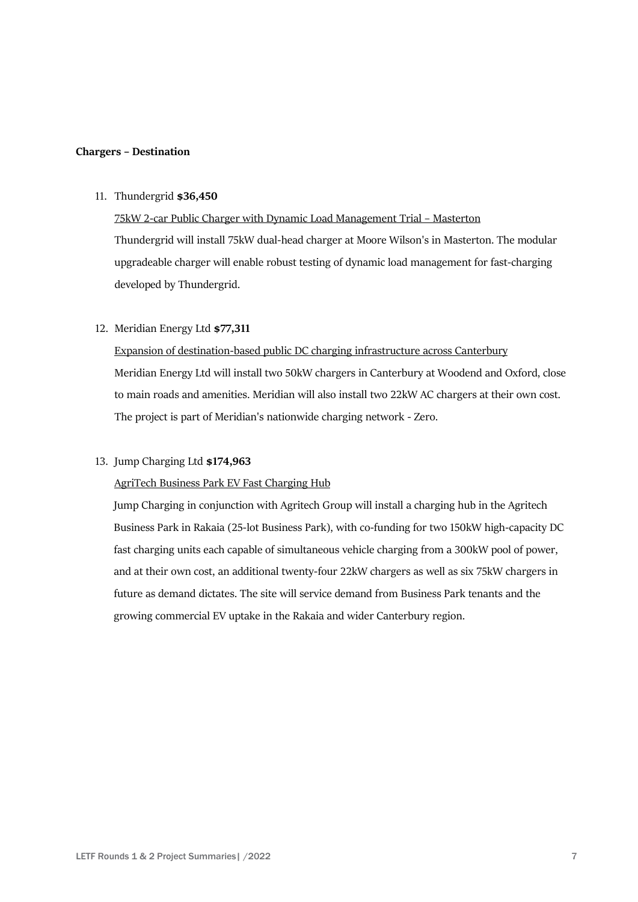**Chargers – Destination**

11. Thundergrid **$36,450**

    75kW 2-car Public Charger with Dynamic Load Management Trial – Masterton

    Thundergrid will install 75kW dual-head charger at Moore Wilson's in Masterton. The modular upgradeable charger will enable robust testing of dynamic load management for fast-charging developed by Thundergrid.

12. Meridian Energy Ltd **$77,311**

    Expansion of destination-based public DC charging infrastructure across Canterbury

    Meridian Energy Ltd will install two 50kW chargers in Canterbury at Woodend and Oxford, close to main roads and amenities. Meridian will also install two 22kW AC chargers at their own cost. The project is part of Meridian's nationwide charging network - Zero.

13. Jump Charging Ltd **$174,963**

    AgriTech Business Park EV Fast Charging Hub

    Jump Charging in conjunction with Agritech Group will install a charging hub in the Agritech Business Park in Rakaia (25-lot Business Park), with co-funding for two 150kW high-capacity DC fast charging units each capable of simultaneous vehicle charging from a 300kW pool of power, and at their own cost, an additional twenty-four 22kW chargers as well as six 75kW chargers in future as demand dictates. The site will service demand from Business Park tenants and the growing commercial EV uptake in the Rakaia and wider Canterbury region.